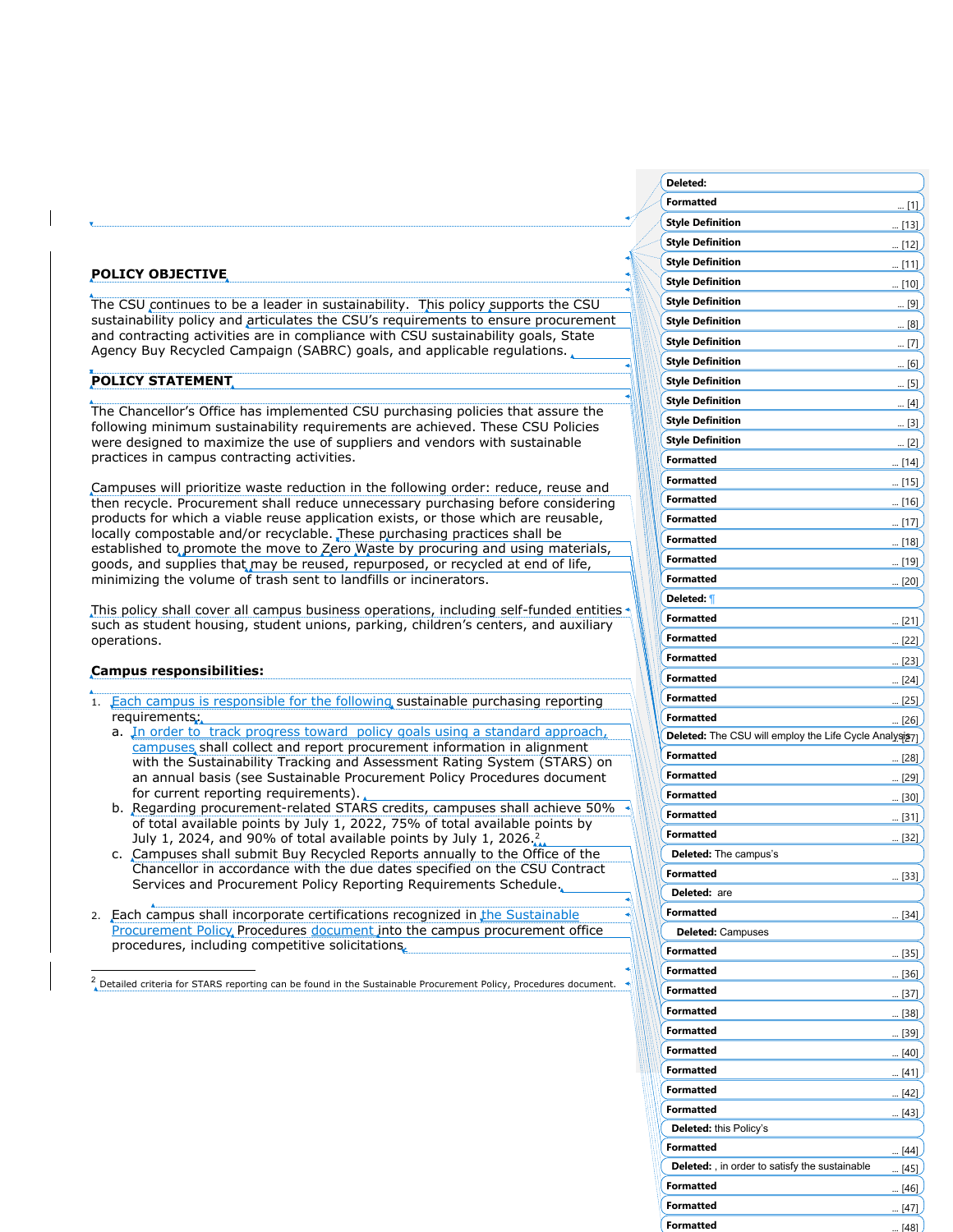**POLICY OBJECTIVE**

The CSU continues to be a leader in sustainability. This policy supports the CSU sustainability policy and articulates the CSU's requirements to ensure procurement and contracting activities are in compliance with CSU sustainability goals, State Agency Buy Recycled Campaign (SABRC) goals, and applicable regulations.

**POLICY STATEMENT**

The Chancellor's Office has implemented CSU purchasing policies that assure the following minimum sustainability requirements are achieved. These CSU Policies were designed to maximize the use of suppliers and vendors with sustainable practices in campus contracting activities.

Campuses will prioritize waste reduction in the following order: reduce, reuse and then recycle. Procurement shall reduce unnecessary purchasing before considering products for which a viable reuse application exists, or those which are reusable, locally compostable and/or recyclable. These purchasing practices shall be established to promote the move to Zero Waste by procuring and using materials, goods, and supplies that may be reused, repurposed, or recycled at end of life, minimizing the volume of trash sent to landfills or incinerators.

This policy shall cover all campus business operations, including self-funded entities such as student housing, student unions, parking, children's centers, and auxiliary operations.

**Campus responsibilities:**

1. Each campus is responsible for the following sustainable purchasing reporting requirements:
   a. In order to track progress toward policy goals using a standard approach, campuses shall collect and report procurement information in alignment with the Sustainability Tracking and Assessment Rating System (STARS) on an annual basis (see Sustainable Procurement Policy Procedures document for current reporting requirements).
   b. Regarding procurement-related STARS credits, campuses shall achieve 50% of total available points by July 1, 2022, 75% of total available points by July 1, 2024, and 90% of total available points by July 1, 2026.[2]
   c. Campuses shall submit Buy Recycled Reports annually to the Office of the Chancellor in accordance with the due dates specified on the CSU Contract Services and Procurement Policy Reporting Requirements Schedule.

2. Each campus shall incorporate certifications recognized in the Sustainable Procurement Policy Procedures document into the campus procurement office procedures, including competitive solicitations.

---

[2] Detailed criteria for STARS reporting can be found in the Sustainable Procurement Policy, Procedures document.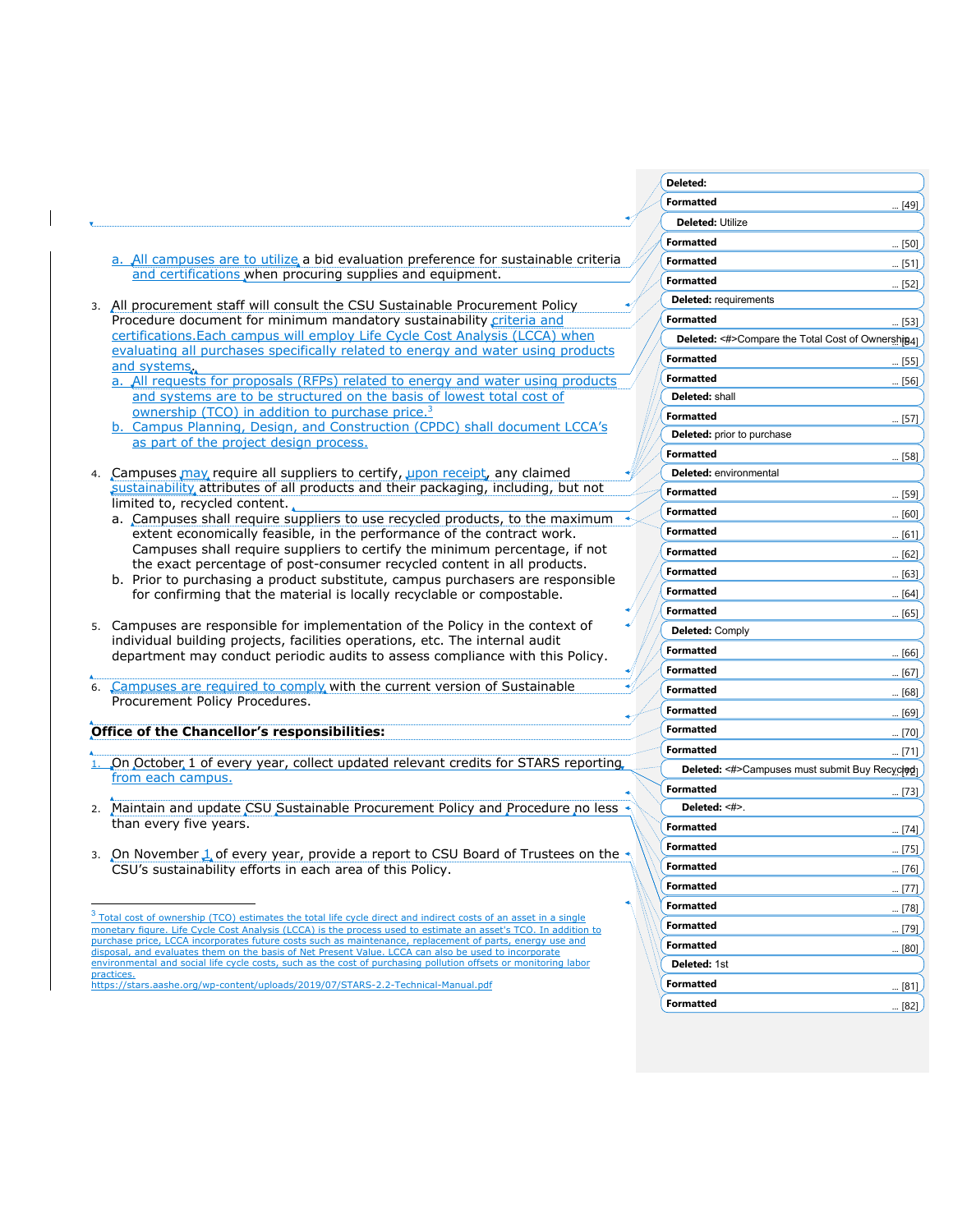a. All campuses are to utilize a bid evaluation preference for sustainable criteria and certifications when procuring supplies and equipment.

3. All procurement staff will consult the CSU Sustainable Procurement Policy Procedure document for minimum mandatory sustainability criteria and certifications.Each campus will employ Life Cycle Cost Analysis (LCCA) when evaluating all purchases specifically related to energy and water using products and systems.
   a. All requests for proposals (RFPs) related to energy and water using products and systems are to be structured on the basis of lowest total cost of ownership (TCO) in addition to purchase price.[3]
   b. Campus Planning, Design, and Construction (CPDC) shall document LCCA's as part of the project design process.

4. Campuses may require all suppliers to certify, upon receipt, any claimed sustainability attributes of all products and their packaging, including, but not limited to, recycled content.
   a. Campuses shall require suppliers to use recycled products, to the maximum extent economically feasible, in the performance of the contract work. Campuses shall require suppliers to certify the minimum percentage, if not the exact percentage of post-consumer recycled content in all products.
   b. Prior to purchasing a product substitute, campus purchasers are responsible for confirming that the material is locally recyclable or compostable.

5. Campuses are responsible for implementation of the Policy in the context of individual building projects, facilities operations, etc. The internal audit department may conduct periodic audits to assess compliance with this Policy.

6. Campuses are required to comply with the current version of Sustainable Procurement Policy Procedures.

**Office of the Chancellor's responsibilities:**

1. On October 1 of every year, collect updated relevant credits for STARS reporting from each campus.

2. Maintain and update CSU Sustainable Procurement Policy and Procedure no less than every five years.

3. On November 1 of every year, provide a report to CSU Board of Trustees on the CSU's sustainability efforts in each area of this Policy.

---

[3] Total cost of ownership (TCO) estimates the total life cycle direct and indirect costs of an asset in a single monetary figure. Life Cycle Cost Analysis (LCCA) is the process used to estimate an asset's TCO. In addition to purchase price, LCCA incorporates future costs such as maintenance, replacement of parts, energy use and disposal, and evaluates them on the basis of Net Present Value. LCCA can also be used to incorporate environmental and social life cycle costs, such as the cost of purchasing pollution offsets or monitoring labor practices.
https://stars.aashe.org/wp-content/uploads/2019/07/STARS-2.2-Technical-Manual.pdf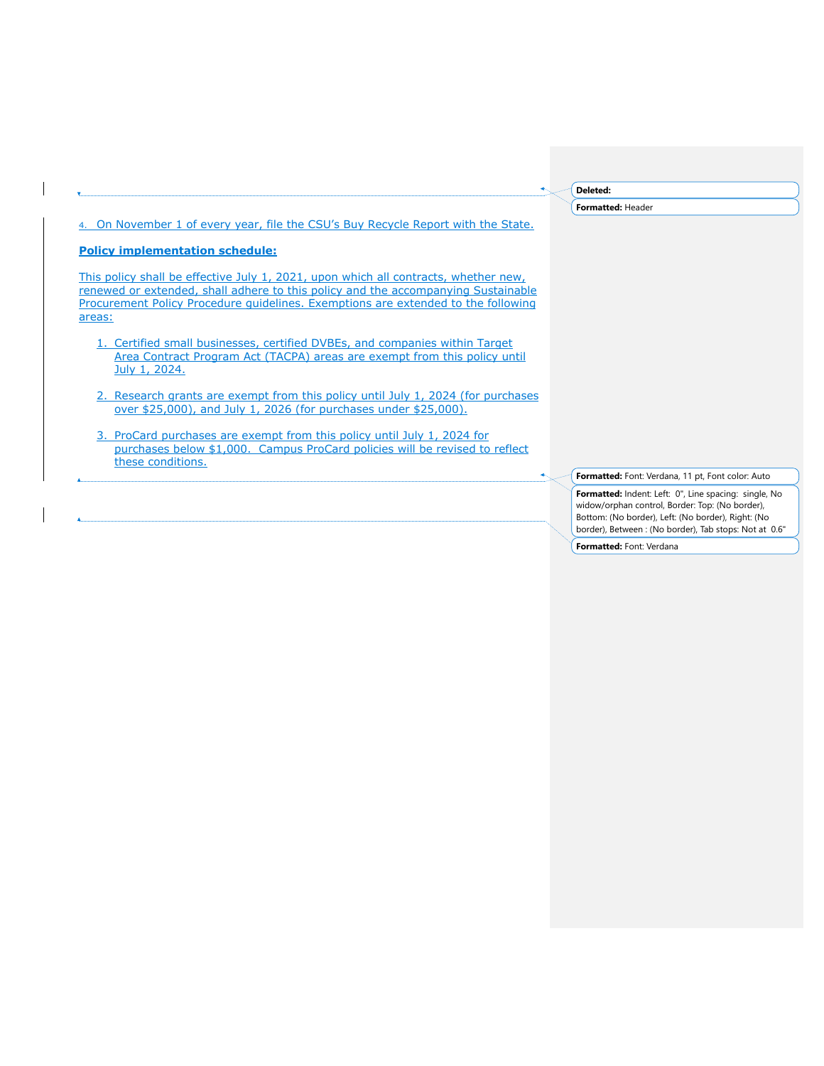4. On November 1 of every year, file the CSU's Buy Recycle Report with the State.

**Policy implementation schedule:**

This policy shall be effective July 1, 2021, upon which all contracts, whether new, renewed or extended, shall adhere to this policy and the accompanying Sustainable Procurement Policy Procedure guidelines. Exemptions are extended to the following areas:

1. Certified small businesses, certified DVBEs, and companies within Target Area Contract Program Act (TACPA) areas are exempt from this policy until July 1, 2024.

2. Research grants are exempt from this policy until July 1, 2024 (for purchases over $25,000), and July 1, 2026 (for purchases under $25,000).

3. ProCard purchases are exempt from this policy until July 1, 2024 for purchases below $1,000. Campus ProCard policies will be revised to reflect these conditions.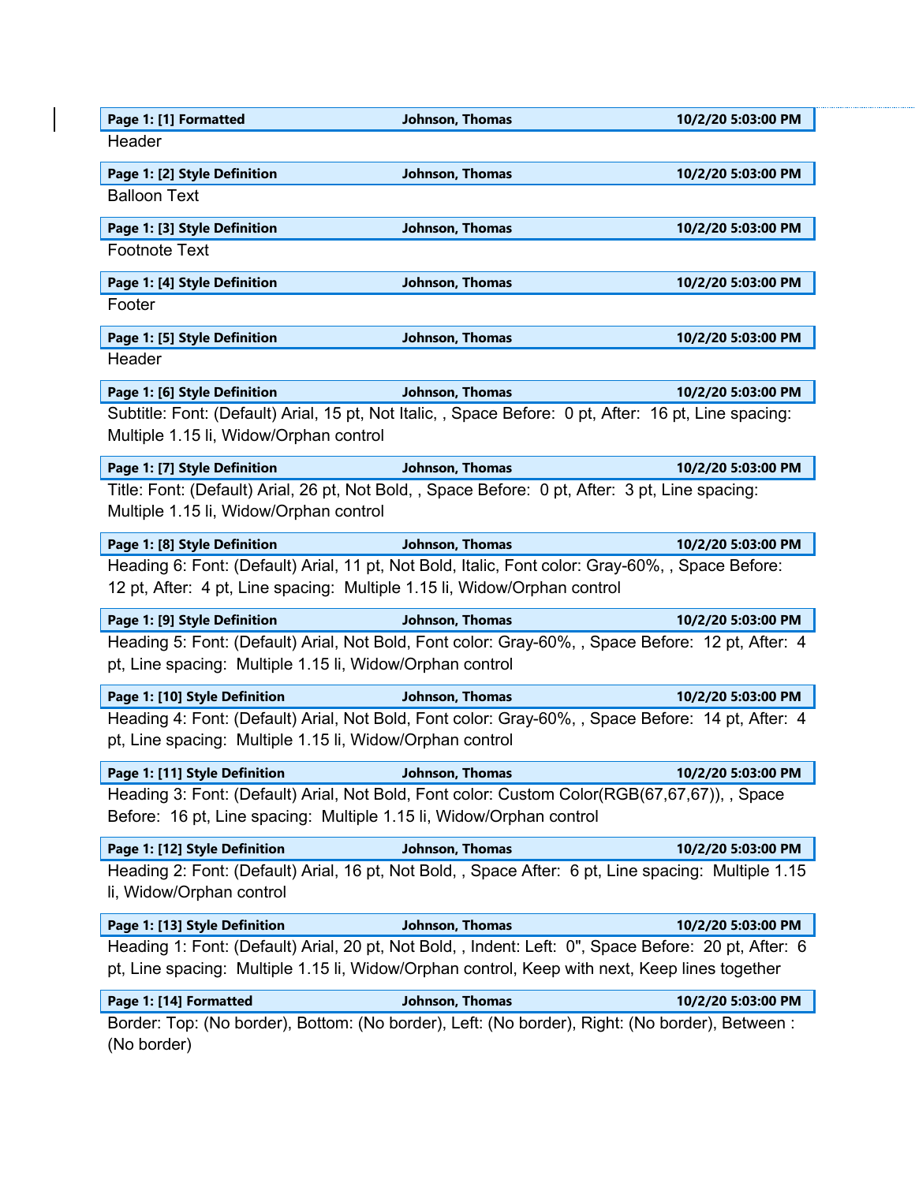| Page 1: [1] Formatted | Johnson, Thomas | 10/2/20 5:03:00 PM |
|---|---|---|

Header

| Page 1: [2] Style Definition | Johnson, Thomas | 10/2/20 5:03:00 PM |
|---|---|---|

Balloon Text

| Page 1: [3] Style Definition | Johnson, Thomas | 10/2/20 5:03:00 PM |
|---|---|---|

Footnote Text

| Page 1: [4] Style Definition | Johnson, Thomas | 10/2/20 5:03:00 PM |
|---|---|---|

Footer

| Page 1: [5] Style Definition | Johnson, Thomas | 10/2/20 5:03:00 PM |
|---|---|---|

Header

| Page 1: [6] Style Definition | Johnson, Thomas | 10/2/20 5:03:00 PM |
|---|---|---|

Subtitle: Font: (Default) Arial, 15 pt, Not Italic, , Space Before: 0 pt, After: 16 pt, Line spacing: Multiple 1.15 li, Widow/Orphan control

| Page 1: [7] Style Definition | Johnson, Thomas | 10/2/20 5:03:00 PM |
|---|---|---|

Title: Font: (Default) Arial, 26 pt, Not Bold, , Space Before: 0 pt, After: 3 pt, Line spacing: Multiple 1.15 li, Widow/Orphan control

| Page 1: [8] Style Definition | Johnson, Thomas | 10/2/20 5:03:00 PM |
|---|---|---|

Heading 6: Font: (Default) Arial, 11 pt, Not Bold, Italic, Font color: Gray-60%, , Space Before: 12 pt, After: 4 pt, Line spacing: Multiple 1.15 li, Widow/Orphan control

| Page 1: [9] Style Definition | Johnson, Thomas | 10/2/20 5:03:00 PM |
|---|---|---|

Heading 5: Font: (Default) Arial, Not Bold, Font color: Gray-60%, , Space Before: 12 pt, After: 4 pt, Line spacing: Multiple 1.15 li, Widow/Orphan control

| Page 1: [10] Style Definition | Johnson, Thomas | 10/2/20 5:03:00 PM |
|---|---|---|

Heading 4: Font: (Default) Arial, Not Bold, Font color: Gray-60%, , Space Before: 14 pt, After: 4 pt, Line spacing: Multiple 1.15 li, Widow/Orphan control

| Page 1: [11] Style Definition | Johnson, Thomas | 10/2/20 5:03:00 PM |
|---|---|---|

Heading 3: Font: (Default) Arial, Not Bold, Font color: Custom Color(RGB(67,67,67)), , Space Before: 16 pt, Line spacing: Multiple 1.15 li, Widow/Orphan control

| Page 1: [12] Style Definition | Johnson, Thomas | 10/2/20 5:03:00 PM |
|---|---|---|

Heading 2: Font: (Default) Arial, 16 pt, Not Bold, , Space After: 6 pt, Line spacing: Multiple 1.15 li, Widow/Orphan control

| Page 1: [13] Style Definition | Johnson, Thomas | 10/2/20 5:03:00 PM |
|---|---|---|

Heading 1: Font: (Default) Arial, 20 pt, Not Bold, , Indent: Left: 0", Space Before: 20 pt, After: 6 pt, Line spacing: Multiple 1.15 li, Widow/Orphan control, Keep with next, Keep lines together

| Page 1: [14] Formatted | Johnson, Thomas | 10/2/20 5:03:00 PM |
|---|---|---|

Border: Top: (No border), Bottom: (No border), Left: (No border), Right: (No border), Between : (No border)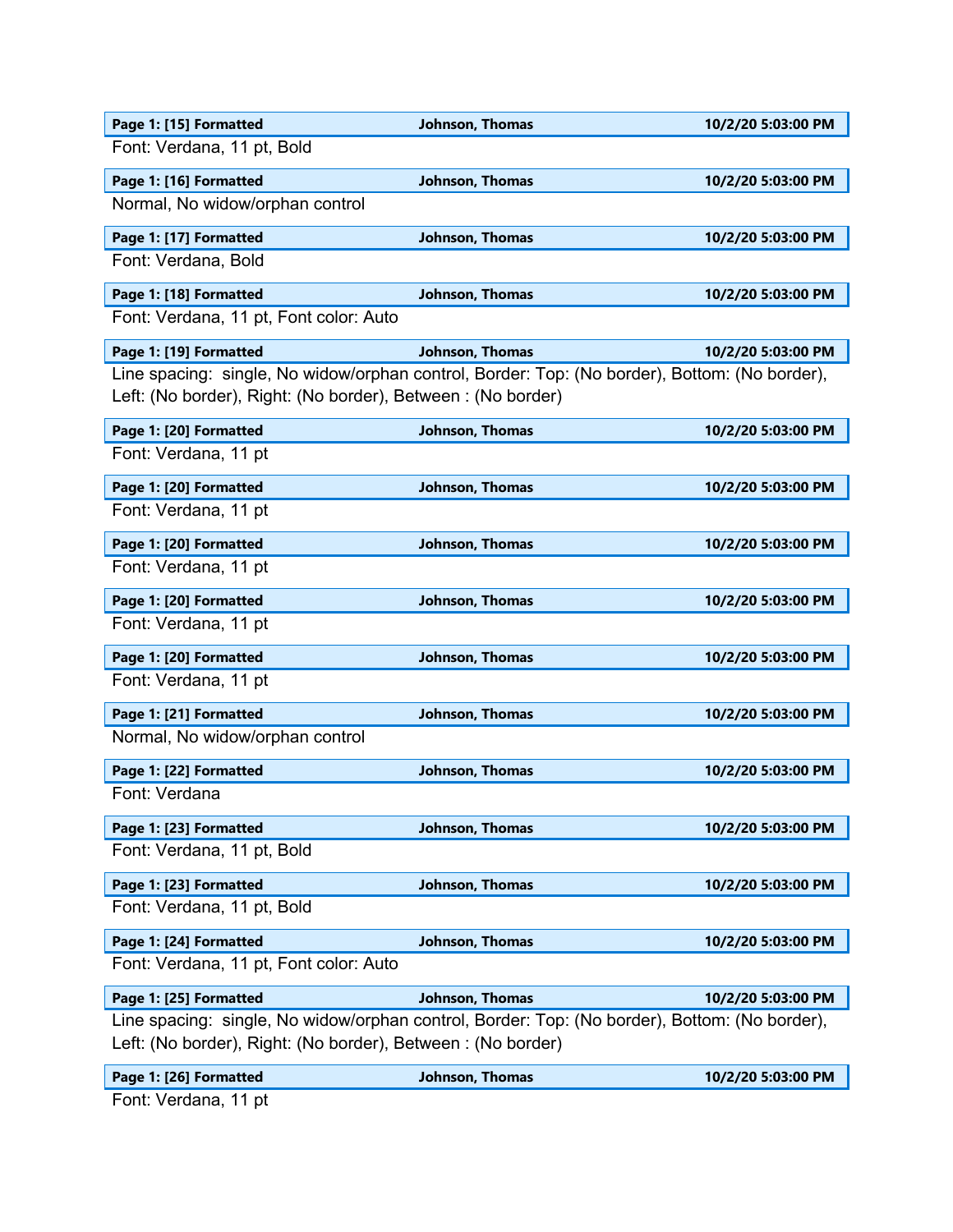| Page 1: [15] Formatted | Johnson, Thomas | 10/2/20 5:03:00 PM |
|---|---|---|

Font: Verdana, 11 pt, Bold

| Page 1: [16] Formatted | Johnson, Thomas | 10/2/20 5:03:00 PM |
|---|---|---|

Normal, No widow/orphan control

| Page 1: [17] Formatted | Johnson, Thomas | 10/2/20 5:03:00 PM |
|---|---|---|

Font: Verdana, Bold

| Page 1: [18] Formatted | Johnson, Thomas | 10/2/20 5:03:00 PM |
|---|---|---|

Font: Verdana, 11 pt, Font color: Auto

| Page 1: [19] Formatted | Johnson, Thomas | 10/2/20 5:03:00 PM |
|---|---|---|

Line spacing:  single, No widow/orphan control, Border: Top: (No border), Bottom: (No border), Left: (No border), Right: (No border), Between : (No border)

| Page 1: [20] Formatted | Johnson, Thomas | 10/2/20 5:03:00 PM |
|---|---|---|

Font: Verdana, 11 pt

| Page 1: [20] Formatted | Johnson, Thomas | 10/2/20 5:03:00 PM |
|---|---|---|

Font: Verdana, 11 pt

| Page 1: [20] Formatted | Johnson, Thomas | 10/2/20 5:03:00 PM |
|---|---|---|

Font: Verdana, 11 pt

| Page 1: [20] Formatted | Johnson, Thomas | 10/2/20 5:03:00 PM |
|---|---|---|

Font: Verdana, 11 pt

| Page 1: [20] Formatted | Johnson, Thomas | 10/2/20 5:03:00 PM |
|---|---|---|

Font: Verdana, 11 pt

| Page 1: [21] Formatted | Johnson, Thomas | 10/2/20 5:03:00 PM |
|---|---|---|

Normal, No widow/orphan control

| Page 1: [22] Formatted | Johnson, Thomas | 10/2/20 5:03:00 PM |
|---|---|---|

Font: Verdana

| Page 1: [23] Formatted | Johnson, Thomas | 10/2/20 5:03:00 PM |
|---|---|---|

Font: Verdana, 11 pt, Bold

| Page 1: [23] Formatted | Johnson, Thomas | 10/2/20 5:03:00 PM |
|---|---|---|

Font: Verdana, 11 pt, Bold

| Page 1: [24] Formatted | Johnson, Thomas | 10/2/20 5:03:00 PM |
|---|---|---|

Font: Verdana, 11 pt, Font color: Auto

| Page 1: [25] Formatted | Johnson, Thomas | 10/2/20 5:03:00 PM |
|---|---|---|

Line spacing:  single, No widow/orphan control, Border: Top: (No border), Bottom: (No border), Left: (No border), Right: (No border), Between : (No border)

| Page 1: [26] Formatted | Johnson, Thomas | 10/2/20 5:03:00 PM |
|---|---|---|

Font: Verdana, 11 pt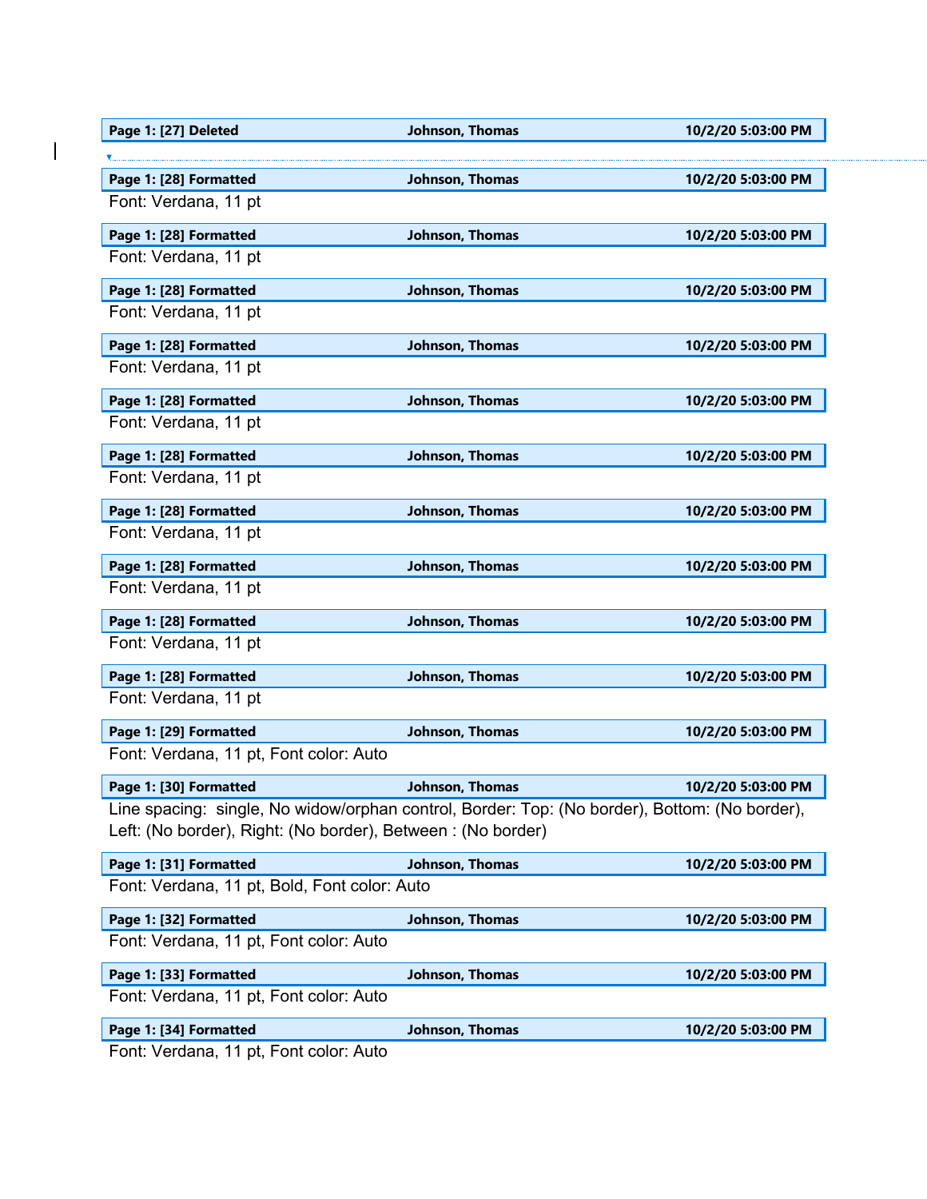**Page 1: [27] Deleted** **Johnson, Thomas** **10/2/20 5:03:00 PM**

**Page 1: [28] Formatted** **Johnson, Thomas** **10/2/20 5:03:00 PM**

Font: Verdana, 11 pt

**Page 1: [28] Formatted** **Johnson, Thomas** **10/2/20 5:03:00 PM**

Font: Verdana, 11 pt

**Page 1: [28] Formatted** **Johnson, Thomas** **10/2/20 5:03:00 PM**

Font: Verdana, 11 pt

**Page 1: [28] Formatted** **Johnson, Thomas** **10/2/20 5:03:00 PM**

Font: Verdana, 11 pt

**Page 1: [28] Formatted** **Johnson, Thomas** **10/2/20 5:03:00 PM**

Font: Verdana, 11 pt

**Page 1: [28] Formatted** **Johnson, Thomas** **10/2/20 5:03:00 PM**

Font: Verdana, 11 pt

**Page 1: [28] Formatted** **Johnson, Thomas** **10/2/20 5:03:00 PM**

Font: Verdana, 11 pt

**Page 1: [28] Formatted** **Johnson, Thomas** **10/2/20 5:03:00 PM**

Font: Verdana, 11 pt

**Page 1: [28] Formatted** **Johnson, Thomas** **10/2/20 5:03:00 PM**

Font: Verdana, 11 pt

**Page 1: [28] Formatted** **Johnson, Thomas** **10/2/20 5:03:00 PM**

Font: Verdana, 11 pt

**Page 1: [29] Formatted** **Johnson, Thomas** **10/2/20 5:03:00 PM**

Font: Verdana, 11 pt, Font color: Auto

**Page 1: [30] Formatted** **Johnson, Thomas** **10/2/20 5:03:00 PM**

Line spacing: single, No widow/orphan control, Border: Top: (No border), Bottom: (No border), Left: (No border), Right: (No border), Between : (No border)

**Page 1: [31] Formatted** **Johnson, Thomas** **10/2/20 5:03:00 PM**

Font: Verdana, 11 pt, Bold, Font color: Auto

**Page 1: [32] Formatted** **Johnson, Thomas** **10/2/20 5:03:00 PM**

Font: Verdana, 11 pt, Font color: Auto

**Page 1: [33] Formatted** **Johnson, Thomas** **10/2/20 5:03:00 PM**

Font: Verdana, 11 pt, Font color: Auto

**Page 1: [34] Formatted** **Johnson, Thomas** **10/2/20 5:03:00 PM**

Font: Verdana, 11 pt, Font color: Auto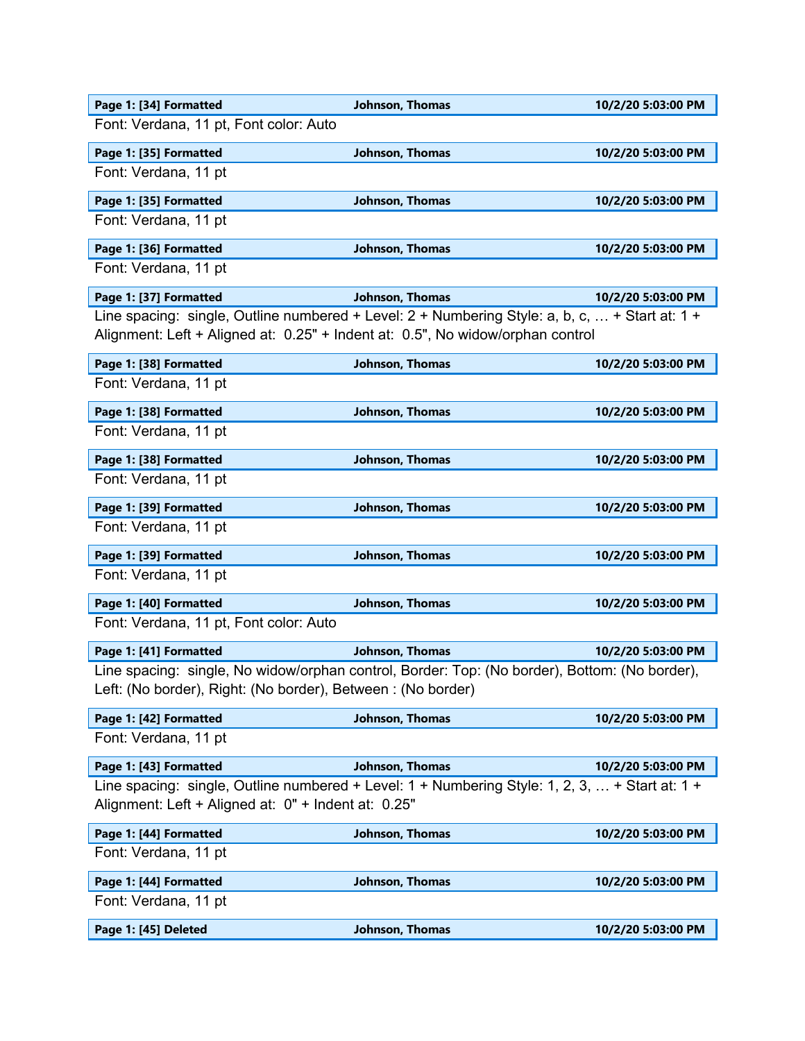| Page 1: [34] Formatted | Johnson, Thomas | 10/2/20 5:03:00 PM |
| --- | --- | --- |

Font: Verdana, 11 pt, Font color: Auto

| Page 1: [35] Formatted | Johnson, Thomas | 10/2/20 5:03:00 PM |
| --- | --- | --- |

Font: Verdana, 11 pt

| Page 1: [35] Formatted | Johnson, Thomas | 10/2/20 5:03:00 PM |
| --- | --- | --- |

Font: Verdana, 11 pt

| Page 1: [36] Formatted | Johnson, Thomas | 10/2/20 5:03:00 PM |
| --- | --- | --- |

Font: Verdana, 11 pt

| Page 1: [37] Formatted | Johnson, Thomas | 10/2/20 5:03:00 PM |
| --- | --- | --- |

Line spacing: single, Outline numbered + Level: 2 + Numbering Style: a, b, c, … + Start at: 1 + Alignment: Left + Aligned at: 0.25" + Indent at: 0.5", No widow/orphan control

| Page 1: [38] Formatted | Johnson, Thomas | 10/2/20 5:03:00 PM |
| --- | --- | --- |

Font: Verdana, 11 pt

| Page 1: [38] Formatted | Johnson, Thomas | 10/2/20 5:03:00 PM |
| --- | --- | --- |

Font: Verdana, 11 pt

| Page 1: [38] Formatted | Johnson, Thomas | 10/2/20 5:03:00 PM |
| --- | --- | --- |

Font: Verdana, 11 pt

| Page 1: [39] Formatted | Johnson, Thomas | 10/2/20 5:03:00 PM |
| --- | --- | --- |

Font: Verdana, 11 pt

| Page 1: [39] Formatted | Johnson, Thomas | 10/2/20 5:03:00 PM |
| --- | --- | --- |

Font: Verdana, 11 pt

| Page 1: [40] Formatted | Johnson, Thomas | 10/2/20 5:03:00 PM |
| --- | --- | --- |

Font: Verdana, 11 pt, Font color: Auto

| Page 1: [41] Formatted | Johnson, Thomas | 10/2/20 5:03:00 PM |
| --- | --- | --- |

Line spacing: single, No widow/orphan control, Border: Top: (No border), Bottom: (No border), Left: (No border), Right: (No border), Between : (No border)

| Page 1: [42] Formatted | Johnson, Thomas | 10/2/20 5:03:00 PM |
| --- | --- | --- |

Font: Verdana, 11 pt

| Page 1: [43] Formatted | Johnson, Thomas | 10/2/20 5:03:00 PM |
| --- | --- | --- |

Line spacing: single, Outline numbered + Level: 1 + Numbering Style: 1, 2, 3, … + Start at: 1 + Alignment: Left + Aligned at: 0" + Indent at: 0.25"

| Page 1: [44] Formatted | Johnson, Thomas | 10/2/20 5:03:00 PM |
| --- | --- | --- |

Font: Verdana, 11 pt

| Page 1: [44] Formatted | Johnson, Thomas | 10/2/20 5:03:00 PM |
| --- | --- | --- |

Font: Verdana, 11 pt

| Page 1: [45] Deleted | Johnson, Thomas | 10/2/20 5:03:00 PM |
| --- | --- | --- |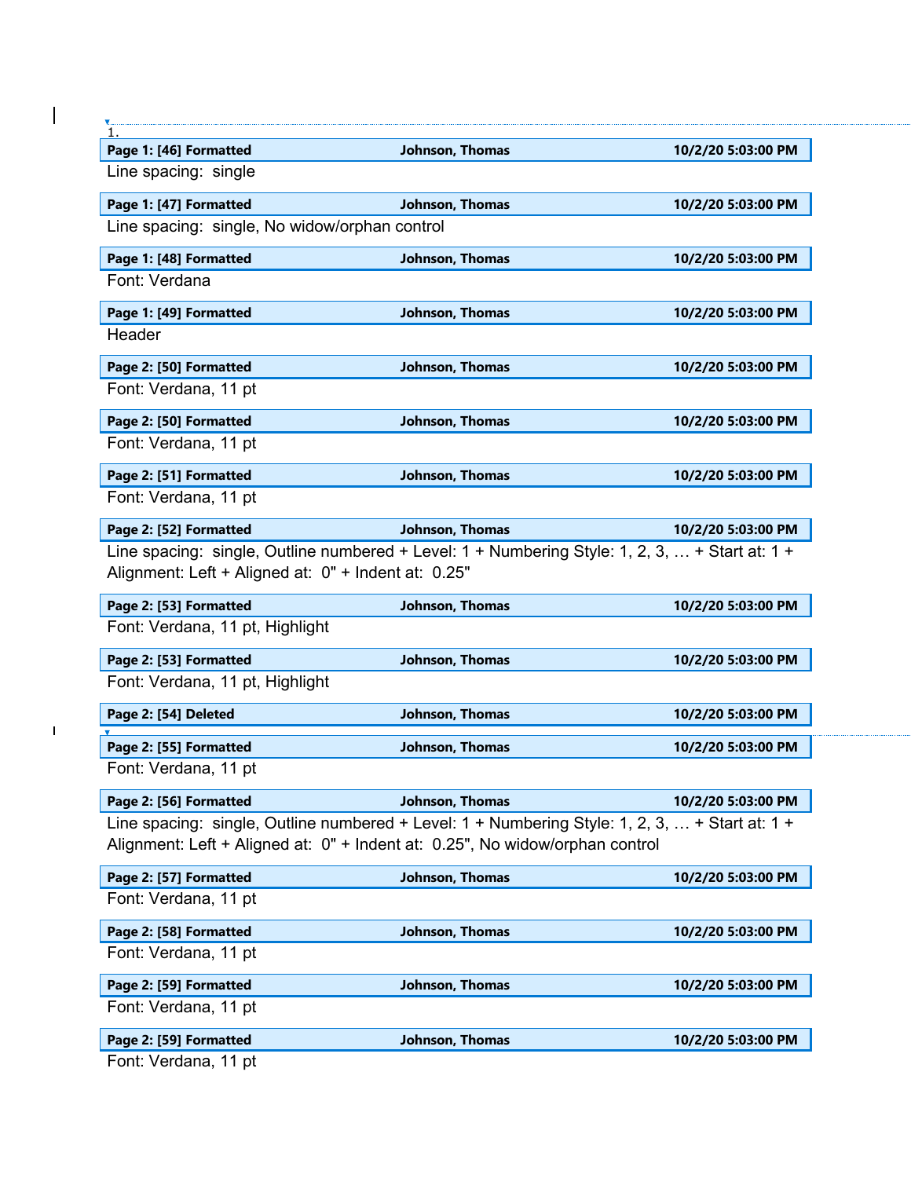1.

**Page 1: [46] Formatted** **Johnson, Thomas** **10/2/20 5:03:00 PM**

Line spacing: single

**Page 1: [47] Formatted** **Johnson, Thomas** **10/2/20 5:03:00 PM**

Line spacing: single, No widow/orphan control

**Page 1: [48] Formatted** **Johnson, Thomas** **10/2/20 5:03:00 PM**

Font: Verdana

**Page 1: [49] Formatted** **Johnson, Thomas** **10/2/20 5:03:00 PM**

Header

**Page 2: [50] Formatted** **Johnson, Thomas** **10/2/20 5:03:00 PM**

Font: Verdana, 11 pt

**Page 2: [50] Formatted** **Johnson, Thomas** **10/2/20 5:03:00 PM**

Font: Verdana, 11 pt

**Page 2: [51] Formatted** **Johnson, Thomas** **10/2/20 5:03:00 PM**

Font: Verdana, 11 pt

**Page 2: [52] Formatted** **Johnson, Thomas** **10/2/20 5:03:00 PM**

Line spacing: single, Outline numbered + Level: 1 + Numbering Style: 1, 2, 3, … + Start at: 1 + Alignment: Left + Aligned at: 0" + Indent at: 0.25"

**Page 2: [53] Formatted** **Johnson, Thomas** **10/2/20 5:03:00 PM**

Font: Verdana, 11 pt, Highlight

**Page 2: [53] Formatted** **Johnson, Thomas** **10/2/20 5:03:00 PM**

Font: Verdana, 11 pt, Highlight

**Page 2: [54] Deleted** **Johnson, Thomas** **10/2/20 5:03:00 PM**

**Page 2: [55] Formatted** **Johnson, Thomas** **10/2/20 5:03:00 PM**

Font: Verdana, 11 pt

**Page 2: [56] Formatted** **Johnson, Thomas** **10/2/20 5:03:00 PM**

Line spacing: single, Outline numbered + Level: 1 + Numbering Style: 1, 2, 3, … + Start at: 1 + Alignment: Left + Aligned at: 0" + Indent at: 0.25", No widow/orphan control

**Page 2: [57] Formatted** **Johnson, Thomas** **10/2/20 5:03:00 PM**

Font: Verdana, 11 pt

**Page 2: [58] Formatted** **Johnson, Thomas** **10/2/20 5:03:00 PM**

Font: Verdana, 11 pt

**Page 2: [59] Formatted** **Johnson, Thomas** **10/2/20 5:03:00 PM**

Font: Verdana, 11 pt

**Page 2: [59] Formatted** **Johnson, Thomas** **10/2/20 5:03:00 PM**

Font: Verdana, 11 pt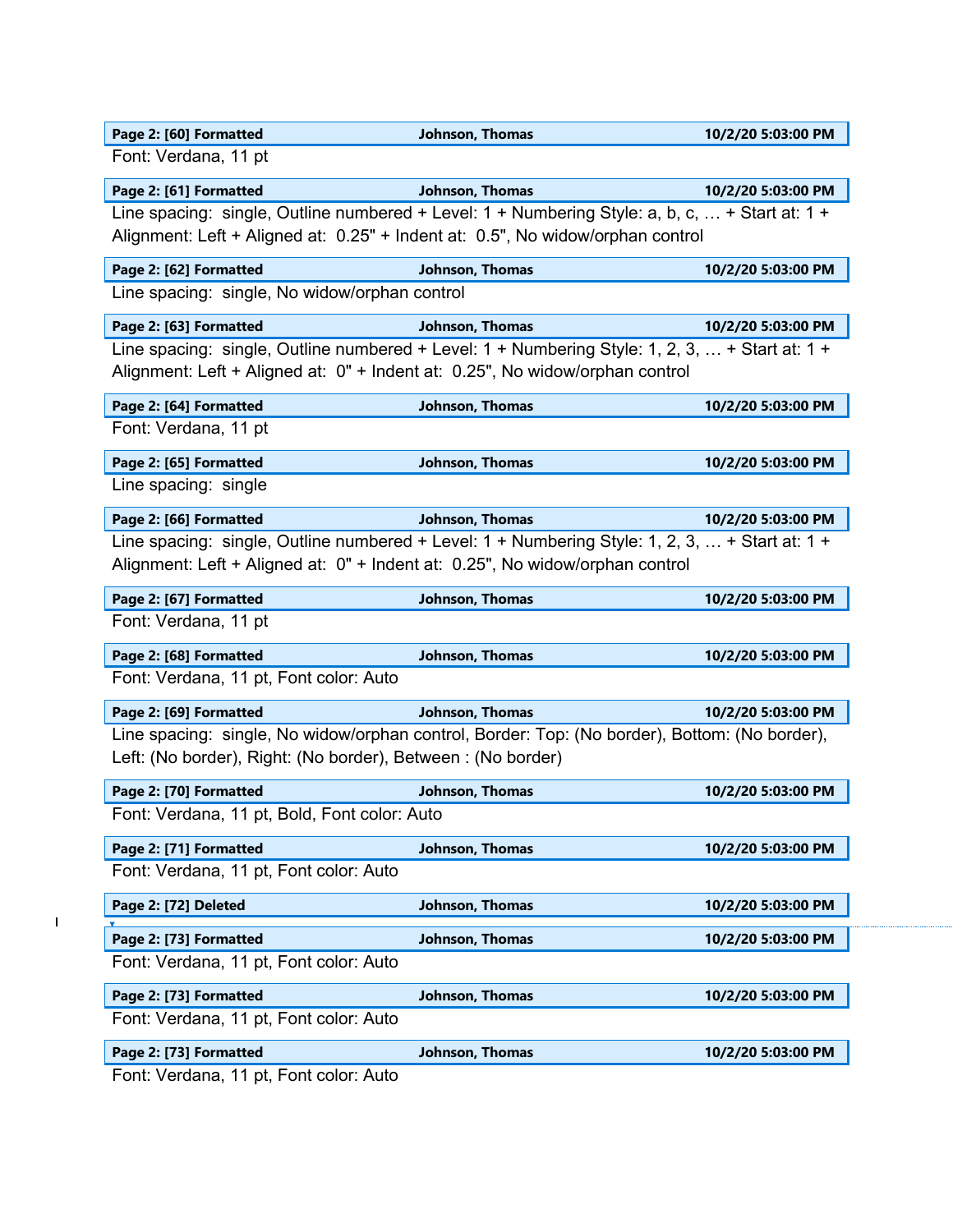| Page 2: [60] Formatted | Johnson, Thomas | 10/2/20 5:03:00 PM |
| --- | --- | --- |

Font: Verdana, 11 pt

| Page 2: [61] Formatted | Johnson, Thomas | 10/2/20 5:03:00 PM |
| --- | --- | --- |

Line spacing: single, Outline numbered + Level: 1 + Numbering Style: a, b, c, … + Start at: 1 + Alignment: Left + Aligned at: 0.25" + Indent at: 0.5", No widow/orphan control

| Page 2: [62] Formatted | Johnson, Thomas | 10/2/20 5:03:00 PM |
| --- | --- | --- |

Line spacing: single, No widow/orphan control

| Page 2: [63] Formatted | Johnson, Thomas | 10/2/20 5:03:00 PM |
| --- | --- | --- |

Line spacing: single, Outline numbered + Level: 1 + Numbering Style: 1, 2, 3, … + Start at: 1 + Alignment: Left + Aligned at: 0" + Indent at: 0.25", No widow/orphan control

| Page 2: [64] Formatted | Johnson, Thomas | 10/2/20 5:03:00 PM |
| --- | --- | --- |

Font: Verdana, 11 pt

| Page 2: [65] Formatted | Johnson, Thomas | 10/2/20 5:03:00 PM |
| --- | --- | --- |

Line spacing: single

| Page 2: [66] Formatted | Johnson, Thomas | 10/2/20 5:03:00 PM |
| --- | --- | --- |

Line spacing: single, Outline numbered + Level: 1 + Numbering Style: 1, 2, 3, … + Start at: 1 + Alignment: Left + Aligned at: 0" + Indent at: 0.25", No widow/orphan control

| Page 2: [67] Formatted | Johnson, Thomas | 10/2/20 5:03:00 PM |
| --- | --- | --- |

Font: Verdana, 11 pt

| Page 2: [68] Formatted | Johnson, Thomas | 10/2/20 5:03:00 PM |
| --- | --- | --- |

Font: Verdana, 11 pt, Font color: Auto

| Page 2: [69] Formatted | Johnson, Thomas | 10/2/20 5:03:00 PM |
| --- | --- | --- |

Line spacing: single, No widow/orphan control, Border: Top: (No border), Bottom: (No border), Left: (No border), Right: (No border), Between : (No border)

| Page 2: [70] Formatted | Johnson, Thomas | 10/2/20 5:03:00 PM |
| --- | --- | --- |

Font: Verdana, 11 pt, Bold, Font color: Auto

| Page 2: [71] Formatted | Johnson, Thomas | 10/2/20 5:03:00 PM |
| --- | --- | --- |

Font: Verdana, 11 pt, Font color: Auto

| Page 2: [72] Deleted | Johnson, Thomas | 10/2/20 5:03:00 PM |
| --- | --- | --- |

| Page 2: [73] Formatted | Johnson, Thomas | 10/2/20 5:03:00 PM |
| --- | --- | --- |

Font: Verdana, 11 pt, Font color: Auto

| Page 2: [73] Formatted | Johnson, Thomas | 10/2/20 5:03:00 PM |
| --- | --- | --- |

Font: Verdana, 11 pt, Font color: Auto

| Page 2: [73] Formatted | Johnson, Thomas | 10/2/20 5:03:00 PM |
| --- | --- | --- |

Font: Verdana, 11 pt, Font color: Auto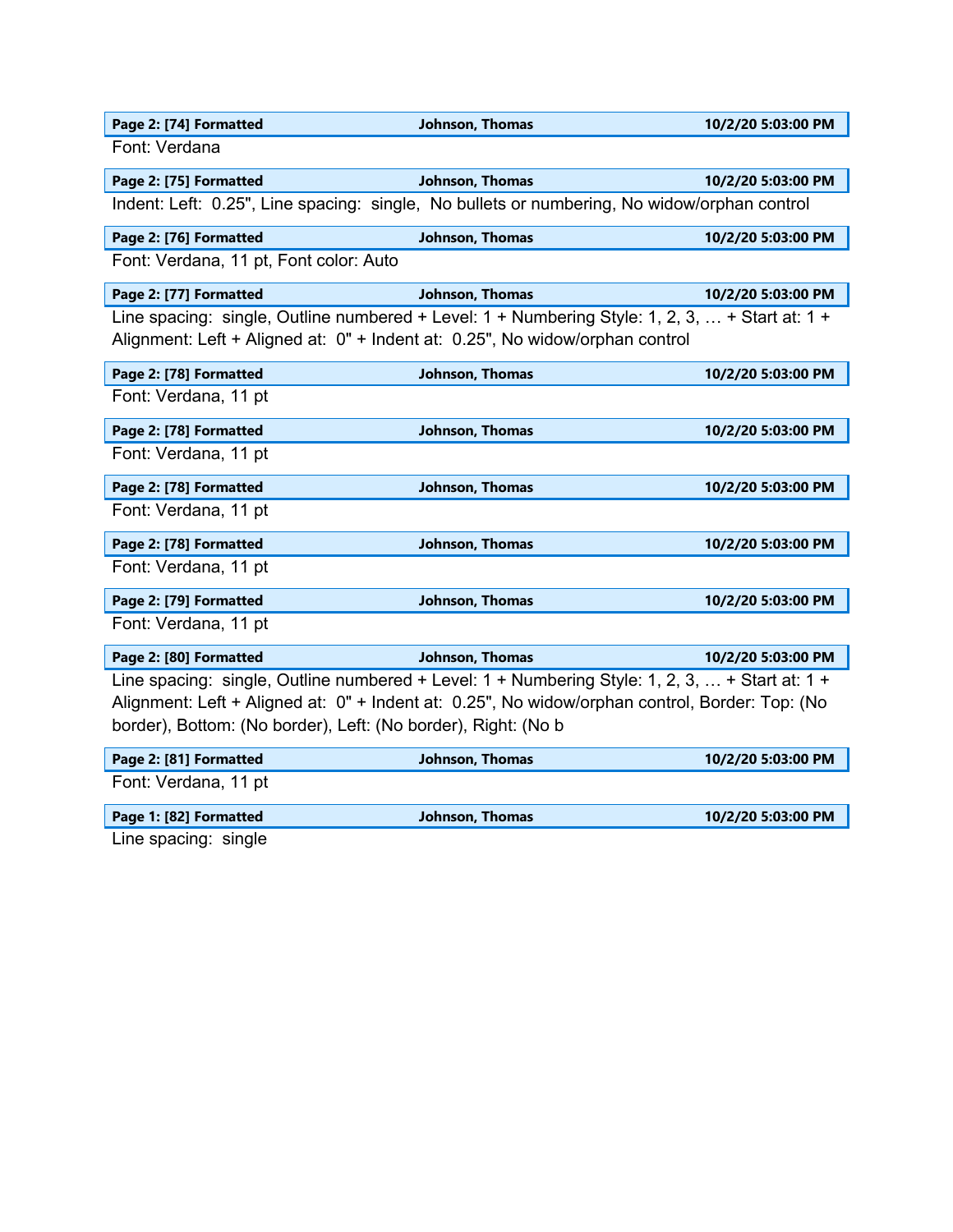| Page 2: [74] Formatted | Johnson, Thomas | 10/2/20 5:03:00 PM |
|---|---|---|

Font: Verdana

| Page 2: [75] Formatted | Johnson, Thomas | 10/2/20 5:03:00 PM |
|---|---|---|

Indent: Left: 0.25", Line spacing: single, No bullets or numbering, No widow/orphan control

| Page 2: [76] Formatted | Johnson, Thomas | 10/2/20 5:03:00 PM |
|---|---|---|

Font: Verdana, 11 pt, Font color: Auto

| Page 2: [77] Formatted | Johnson, Thomas | 10/2/20 5:03:00 PM |
|---|---|---|

Line spacing: single, Outline numbered + Level: 1 + Numbering Style: 1, 2, 3, … + Start at: 1 + Alignment: Left + Aligned at: 0" + Indent at: 0.25", No widow/orphan control

| Page 2: [78] Formatted | Johnson, Thomas | 10/2/20 5:03:00 PM |
|---|---|---|

Font: Verdana, 11 pt

| Page 2: [78] Formatted | Johnson, Thomas | 10/2/20 5:03:00 PM |
|---|---|---|

Font: Verdana, 11 pt

| Page 2: [78] Formatted | Johnson, Thomas | 10/2/20 5:03:00 PM |
|---|---|---|

Font: Verdana, 11 pt

| Page 2: [78] Formatted | Johnson, Thomas | 10/2/20 5:03:00 PM |
|---|---|---|

Font: Verdana, 11 pt

| Page 2: [79] Formatted | Johnson, Thomas | 10/2/20 5:03:00 PM |
|---|---|---|

Font: Verdana, 11 pt

| Page 2: [80] Formatted | Johnson, Thomas | 10/2/20 5:03:00 PM |
|---|---|---|

Line spacing: single, Outline numbered + Level: 1 + Numbering Style: 1, 2, 3, … + Start at: 1 + Alignment: Left + Aligned at: 0" + Indent at: 0.25", No widow/orphan control, Border: Top: (No border), Bottom: (No border), Left: (No border), Right: (No b

| Page 2: [81] Formatted | Johnson, Thomas | 10/2/20 5:03:00 PM |
|---|---|---|

Font: Verdana, 11 pt

| Page 1: [82] Formatted | Johnson, Thomas | 10/2/20 5:03:00 PM |
|---|---|---|

Line spacing: single